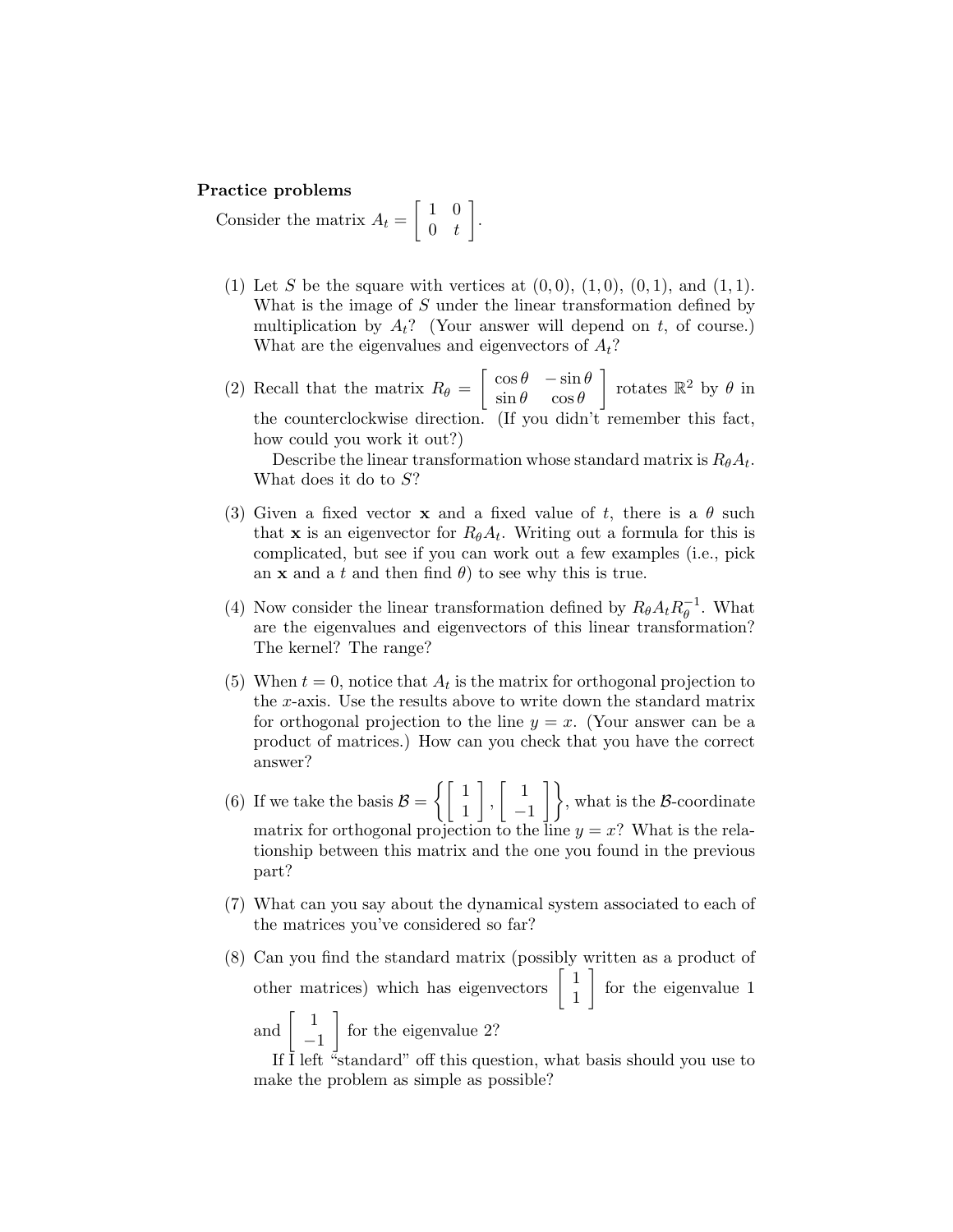**Practice problems**

Consider the matrix $A_t = \begin{bmatrix} 1 & 0 \\ 0 & t \end{bmatrix}$.

(1) Let $S$ be the square with vertices at $(0,0)$, $(1,0)$, $(0,1)$, and $(1,1)$. What is the image of $S$ under the linear transformation defined by multiplication by $A_t$? (Your answer will depend on $t$, of course.) What are the eigenvalues and eigenvectors of $A_t$?

(2) Recall that the matrix $R_\theta = \begin{bmatrix} \cos\theta & -\sin\theta \\ \sin\theta & \cos\theta \end{bmatrix}$ rotates $\mathbb{R}^2$ by $\theta$ in the counterclockwise direction. (If you didn't remember this fact, how could you work it out?)

Describe the linear transformation whose standard matrix is $R_\theta A_t$. What does it do to $S$?

(3) Given a fixed vector $\mathbf{x}$ and a fixed value of $t$, there is a $\theta$ such that $\mathbf{x}$ is an eigenvector for $R_\theta A_t$. Writing out a formula for this is complicated, but see if you can work out a few examples (i.e., pick an $\mathbf{x}$ and a $t$ and then find $\theta$) to see why this is true.

(4) Now consider the linear transformation defined by $R_\theta A_t R_\theta^{-1}$. What are the eigenvalues and eigenvectors of this linear transformation? The kernel? The range?

(5) When $t = 0$, notice that $A_t$ is the matrix for orthogonal projection to the $x$-axis. Use the results above to write down the standard matrix for orthogonal projection to the line $y = x$. (Your answer can be a product of matrices.) How can you check that you have the correct answer?

(6) If we take the basis $\mathcal{B} = \left\{ \begin{bmatrix} 1 \\ 1 \end{bmatrix}, \begin{bmatrix} 1 \\ -1 \end{bmatrix} \right\}$, what is the $\mathcal{B}$-coordinate matrix for orthogonal projection to the line $y = x$? What is the relationship between this matrix and the one you found in the previous part?

(7) What can you say about the dynamical system associated to each of the matrices you've considered so far?

(8) Can you find the standard matrix (possibly written as a product of other matrices) which has eigenvectors $\begin{bmatrix} 1 \\ 1 \end{bmatrix}$ for the eigenvalue 1 and $\begin{bmatrix} 1 \\ -1 \end{bmatrix}$ for the eigenvalue 2?

If I left "standard" off this question, what basis should you use to make the problem as simple as possible?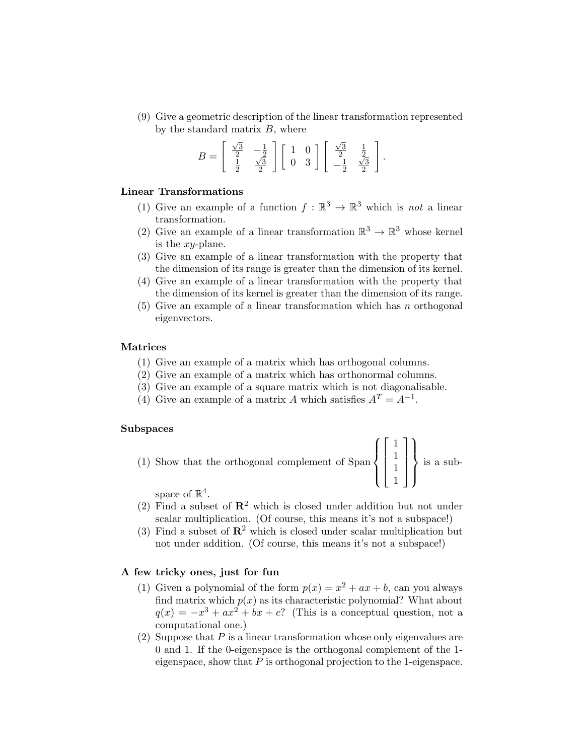(9) Give a geometric description of the linear transformation represented by the standard matrix $B$, where

$$B = \begin{bmatrix} \frac{\sqrt{3}}{2} & -\frac{1}{2} \\ \frac{1}{2} & \frac{\sqrt{3}}{2} \end{bmatrix} \begin{bmatrix} 1 & 0 \\ 0 & 3 \end{bmatrix} \begin{bmatrix} \frac{\sqrt{3}}{2} & \frac{1}{2} \\ -\frac{1}{2} & \frac{\sqrt{3}}{2} \end{bmatrix}.$$

**Linear Transformations**

(1) Give an example of a function $f : \mathbb{R}^3 \to \mathbb{R}^3$ which is *not* a linear transformation.
(2) Give an example of a linear transformation $\mathbb{R}^3 \to \mathbb{R}^3$ whose kernel is the $xy$-plane.
(3) Give an example of a linear transformation with the property that the dimension of its range is greater than the dimension of its kernel.
(4) Give an example of a linear transformation with the property that the dimension of its kernel is greater than the dimension of its range.
(5) Give an example of a linear transformation which has $n$ orthogonal eigenvectors.

**Matrices**

(1) Give an example of a matrix which has orthogonal columns.
(2) Give an example of a matrix which has orthonormal columns.
(3) Give an example of a square matrix which is not diagonalisable.
(4) Give an example of a matrix $A$ which satisfies $A^T = A^{-1}$.

**Subspaces**

(1) Show that the orthogonal complement of $\text{Span}\left\{ \begin{bmatrix} 1 \\ 1 \\ 1 \\ 1 \end{bmatrix} \right\}$ is a subspace of $\mathbb{R}^4$.
(2) Find a subset of $\mathbf{R}^2$ which is closed under addition but not under scalar multiplication. (Of course, this means it's not a subspace!)
(3) Find a subset of $\mathbf{R}^2$ which is closed under scalar multiplication but not under addition. (Of course, this means it's not a subspace!)

**A few tricky ones, just for fun**

(1) Given a polynomial of the form $p(x) = x^2 + ax + b$, can you always find matrix which $p(x)$ as its characteristic polynomial? What about $q(x) = -x^3 + ax^2 + bx + c$? (This is a conceptual question, not a computational one.)
(2) Suppose that $P$ is a linear transformation whose only eigenvalues are 0 and 1. If the 0-eigenspace is the orthogonal complement of the 1-eigenspace, show that $P$ is orthogonal projection to the 1-eigenspace.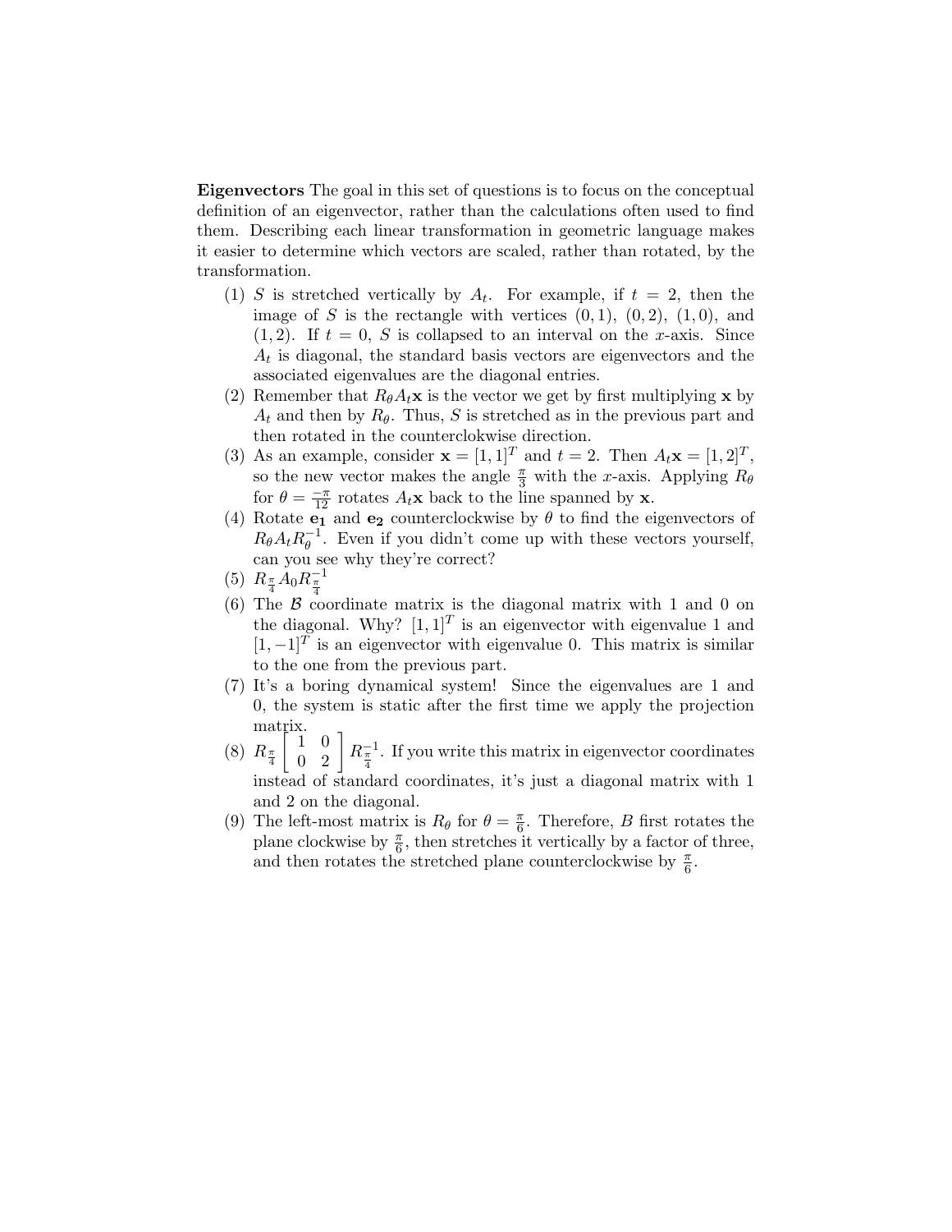**Eigenvectors** The goal in this set of questions is to focus on the conceptual definition of an eigenvector, rather than the calculations often used to find them. Describing each linear transformation in geometric language makes it easier to determine which vectors are scaled, rather than rotated, by the transformation.

(1) $S$ is stretched vertically by $A_t$. For example, if $t = 2$, then the image of $S$ is the rectangle with vertices $(0, 1)$, $(0, 2)$, $(1, 0)$, and $(1, 2)$. If $t = 0$, $S$ is collapsed to an interval on the $x$-axis. Since $A_t$ is diagonal, the standard basis vectors are eigenvectors and the associated eigenvalues are the diagonal entries.

(2) Remember that $R_\theta A_t \mathbf{x}$ is the vector we get by first multiplying $\mathbf{x}$ by $A_t$ and then by $R_\theta$. Thus, $S$ is stretched as in the previous part and then rotated in the counterclokwise direction.

(3) As an example, consider $\mathbf{x} = [1, 1]^T$ and $t = 2$. Then $A_t\mathbf{x} = [1, 2]^T$, so the new vector makes the angle $\frac{\pi}{3}$ with the $x$-axis. Applying $R_\theta$ for $\theta = \frac{-\pi}{12}$ rotates $A_t\mathbf{x}$ back to the line spanned by $\mathbf{x}$.

(4) Rotate $\mathbf{e_1}$ and $\mathbf{e_2}$ counterclockwise by $\theta$ to find the eigenvectors of $R_\theta A_t R_\theta^{-1}$. Even if you didn't come up with these vectors yourself, can you see why they're correct?

(5) $R_{\frac{\pi}{4}} A_0 R_{\frac{\pi}{4}}^{-1}$

(6) The $\mathcal{B}$ coordinate matrix is the diagonal matrix with 1 and 0 on the diagonal. Why? $[1, 1]^T$ is an eigenvector with eigenvalue 1 and $[1, -1]^T$ is an eigenvector with eigenvalue 0. This matrix is similar to the one from the previous part.

(7) It's a boring dynamical system! Since the eigenvalues are 1 and 0, the system is static after the first time we apply the projection matrix.

(8) $R_{\frac{\pi}{4}} \begin{bmatrix} 1 & 0 \\ 0 & 2 \end{bmatrix} R_{\frac{\pi}{4}}^{-1}$. If you write this matrix in eigenvector coordinates instead of standard coordinates, it's just a diagonal matrix with 1 and 2 on the diagonal.

(9) The left-most matrix is $R_\theta$ for $\theta = \frac{\pi}{6}$. Therefore, $B$ first rotates the plane clockwise by $\frac{\pi}{6}$, then stretches it vertically by a factor of three, and then rotates the stretched plane counterclockwise by $\frac{\pi}{6}$.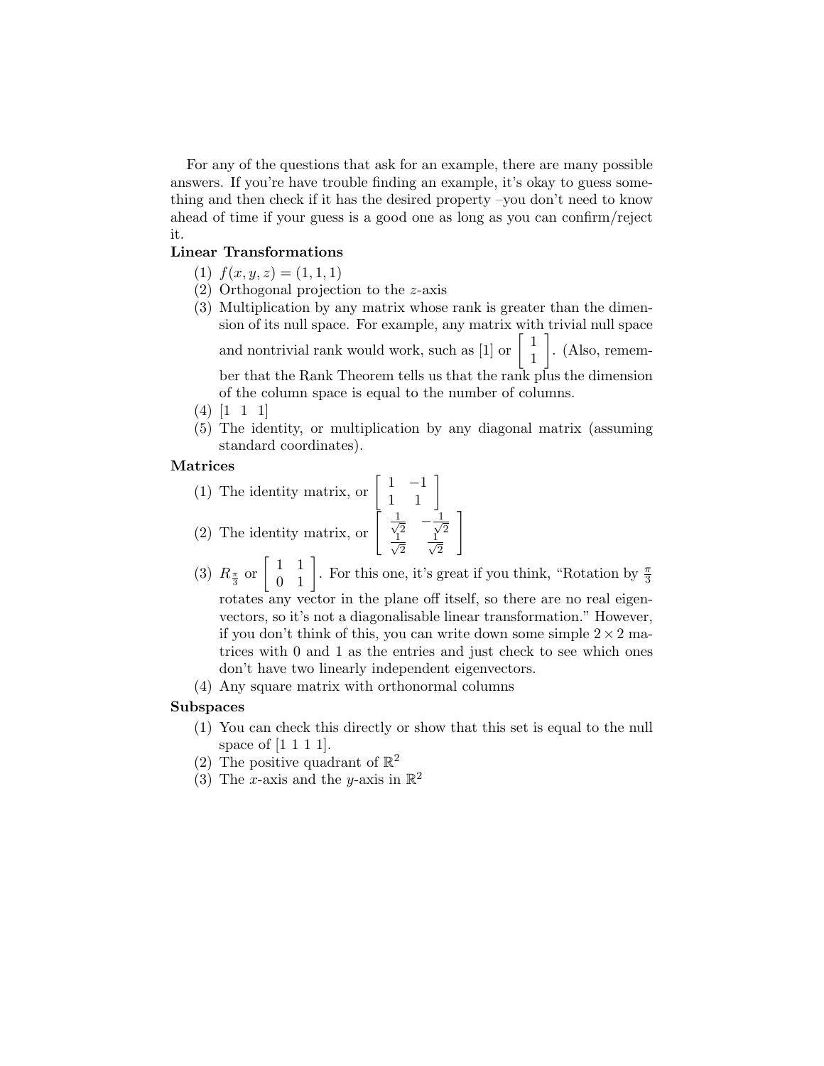For any of the questions that ask for an example, there are many possible answers. If you're have trouble finding an example, it's okay to guess something and then check if it has the desired property –you don't need to know ahead of time if your guess is a good one as long as you can confirm/reject it.

**Linear Transformations**

(1) $f(x, y, z) = (1, 1, 1)$

(2) Orthogonal projection to the $z$-axis

(3) Multiplication by any matrix whose rank is greater than the dimension of its null space. For example, any matrix with trivial null space and nontrivial rank would work, such as [1] or $\begin{bmatrix} 1 \\ 1 \end{bmatrix}$. (Also, remember that the Rank Theorem tells us that the rank plus the dimension of the column space is equal to the number of columns.

(4) $[1 \ \ 1 \ \ 1]$

(5) The identity, or multiplication by any diagonal matrix (assuming standard coordinates).

**Matrices**

(1) The identity matrix, or $\begin{bmatrix} 1 & -1 \\ 1 & 1 \end{bmatrix}$

(2) The identity matrix, or $\begin{bmatrix} \frac{1}{\sqrt{2}} & -\frac{1}{\sqrt{2}} \\ \frac{1}{\sqrt{2}} & \frac{1}{\sqrt{2}} \end{bmatrix}$

(3) $R_{\frac{\pi}{3}}$ or $\begin{bmatrix} 1 & 1 \\ 0 & 1 \end{bmatrix}$. For this one, it's great if you think, "Rotation by $\frac{\pi}{3}$ rotates any vector in the plane off itself, so there are no real eigenvectors, so it's not a diagonalisable linear transformation." However, if you don't think of this, you can write down some simple $2 \times 2$ matrices with 0 and 1 as the entries and just check to see which ones don't have two linearly independent eigenvectors.

(4) Any square matrix with orthonormal columns

**Subspaces**

(1) You can check this directly or show that this set is equal to the null space of [1 1 1 1].

(2) The positive quadrant of $\mathbb{R}^2$

(3) The $x$-axis and the $y$-axis in $\mathbb{R}^2$